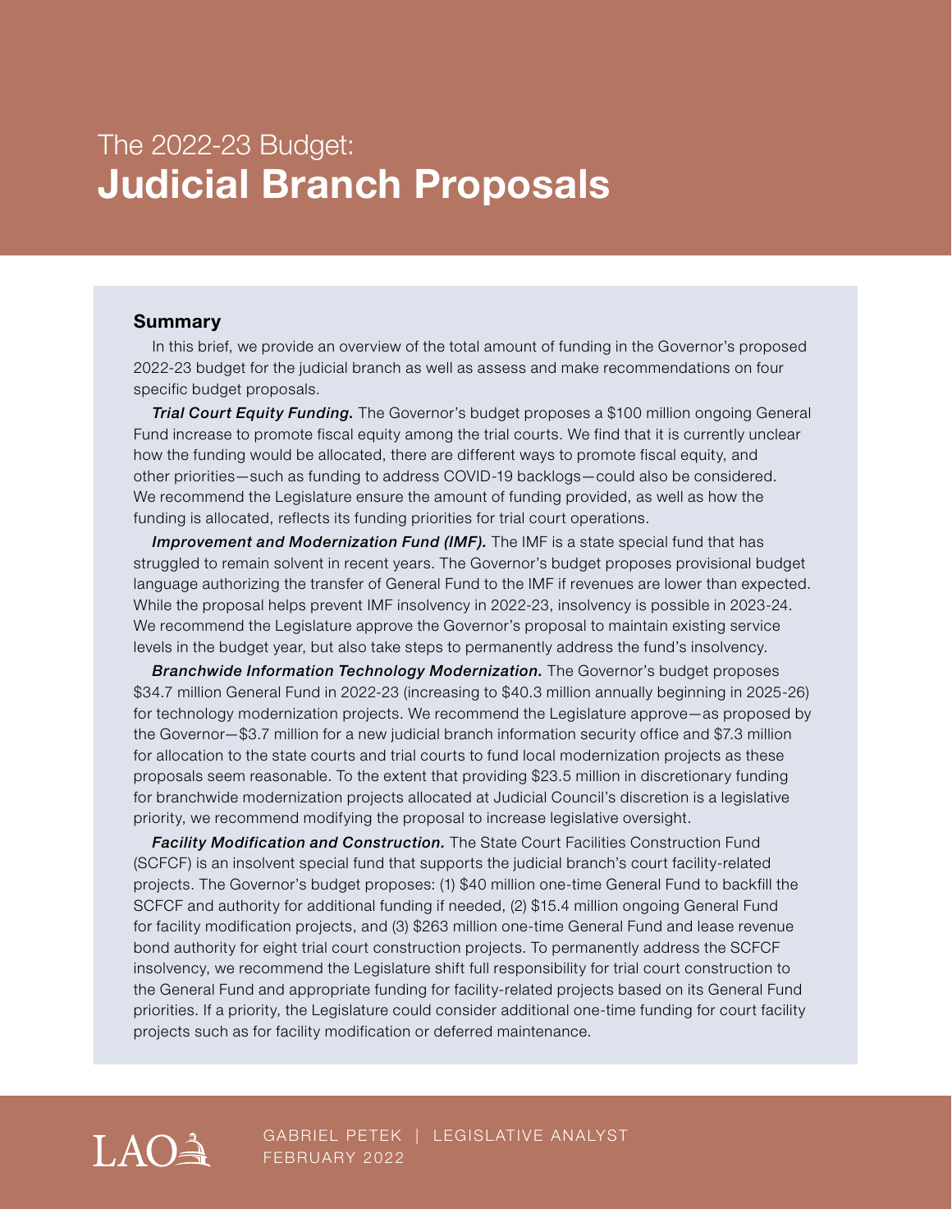# The 2022-23 Budget: **Judicial Branch Proposals**

## Summary

In this brief, we provide an overview of the total amount of funding in the Governor's proposed 2022-23 budget for the judicial branch as well as assess and make recommendations on four specific budget proposals.

***Trial Court Equity Funding.*** The Governor's budget proposes a $100 million ongoing General Fund increase to promote fiscal equity among the trial courts. We find that it is currently unclear how the funding would be allocated, there are different ways to promote fiscal equity, and other priorities—such as funding to address COVID-19 backlogs—could also be considered. We recommend the Legislature ensure the amount of funding provided, as well as how the funding is allocated, reflects its funding priorities for trial court operations.

***Improvement and Modernization Fund (IMF).*** The IMF is a state special fund that has struggled to remain solvent in recent years. The Governor's budget proposes provisional budget language authorizing the transfer of General Fund to the IMF if revenues are lower than expected. While the proposal helps prevent IMF insolvency in 2022-23, insolvency is possible in 2023-24. We recommend the Legislature approve the Governor's proposal to maintain existing service levels in the budget year, but also take steps to permanently address the fund's insolvency.

***Branchwide Information Technology Modernization.*** The Governor's budget proposes $34.7 million General Fund in 2022-23 (increasing to $40.3 million annually beginning in 2025-26) for technology modernization projects. We recommend the Legislature approve—as proposed by the Governor—$3.7 million for a new judicial branch information security office and $7.3 million for allocation to the state courts and trial courts to fund local modernization projects as these proposals seem reasonable. To the extent that providing $23.5 million in discretionary funding for branchwide modernization projects allocated at Judicial Council's discretion is a legislative priority, we recommend modifying the proposal to increase legislative oversight.

***Facility Modification and Construction.*** The State Court Facilities Construction Fund (SCFCF) is an insolvent special fund that supports the judicial branch's court facility-related projects. The Governor's budget proposes: (1) $40 million one-time General Fund to backfill the SCFCF and authority for additional funding if needed, (2) $15.4 million ongoing General Fund for facility modification projects, and (3) $263 million one-time General Fund and lease revenue bond authority for eight trial court construction projects. To permanently address the SCFCF insolvency, we recommend the Legislature shift full responsibility for trial court construction to the General Fund and appropriate funding for facility-related projects based on its General Fund priorities. If a priority, the Legislature could consider additional one-time funding for court facility projects such as for facility modification or deferred maintenance.

LAO

GABRIEL PETEK | LEGISLATIVE ANALYST
FEBRUARY 2022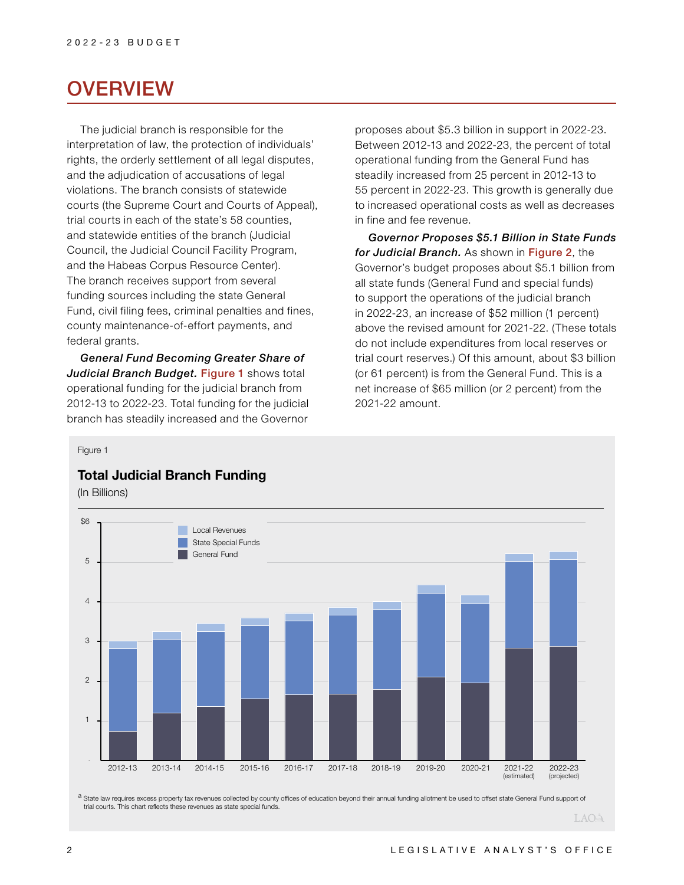# OVERVIEW

The judicial branch is responsible for the interpretation of law, the protection of individuals' rights, the orderly settlement of all legal disputes, and the adjudication of accusations of legal violations. The branch consists of statewide courts (the Supreme Court and Courts of Appeal), trial courts in each of the state's 58 counties, and statewide entities of the branch (Judicial Council, the Judicial Council Facility Program, and the Habeas Corpus Resource Center). The branch receives support from several funding sources including the state General Fund, civil filing fees, criminal penalties and fines, county maintenance-of-effort payments, and federal grants.

***General Fund Becoming Greater Share of Judicial Branch Budget.*** Figure 1 shows total operational funding for the judicial branch from 2012-13 to 2022-23. Total funding for the judicial branch has steadily increased and the Governor proposes about $5.3 billion in support in 2022-23. Between 2012-13 and 2022-23, the percent of total operational funding from the General Fund has steadily increased from 25 percent in 2012-13 to 55 percent in 2022-23. This growth is generally due to increased operational costs as well as decreases in fine and fee revenue.

***Governor Proposes $5.1 Billion in State Funds for Judicial Branch.*** As shown in Figure 2, the Governor's budget proposes about $5.1 billion from all state funds (General Fund and special funds) to support the operations of the judicial branch in 2022-23, an increase of $52 million (1 percent) above the revised amount for 2021-22. (These totals do not include expenditures from local reserves or trial court reserves.) Of this amount, about $3 billion (or 61 percent) is from the General Fund. This is a net increase of $65 million (or 2 percent) from the 2021-22 amount.

Figure 1

**Total Judicial Branch Funding**

(In Billions)

Chart legend: Local Revenues; State Special Funds; General Fund. Years: 2012-13, 2013-14, 2014-15, 2015-16, 2016-17, 2017-18, 2018-19, 2019-20, 2020-21, 2021-22 (estimated), 2022-23 (projected). Y-axis: -, 1, 2, 3, 4, 5, $6.

[a] State law requires excess property tax revenues collected by county offices of education beyond their annual funding allotment be used to offset state General Fund support of trial courts. This chart reflects these revenues as state special funds.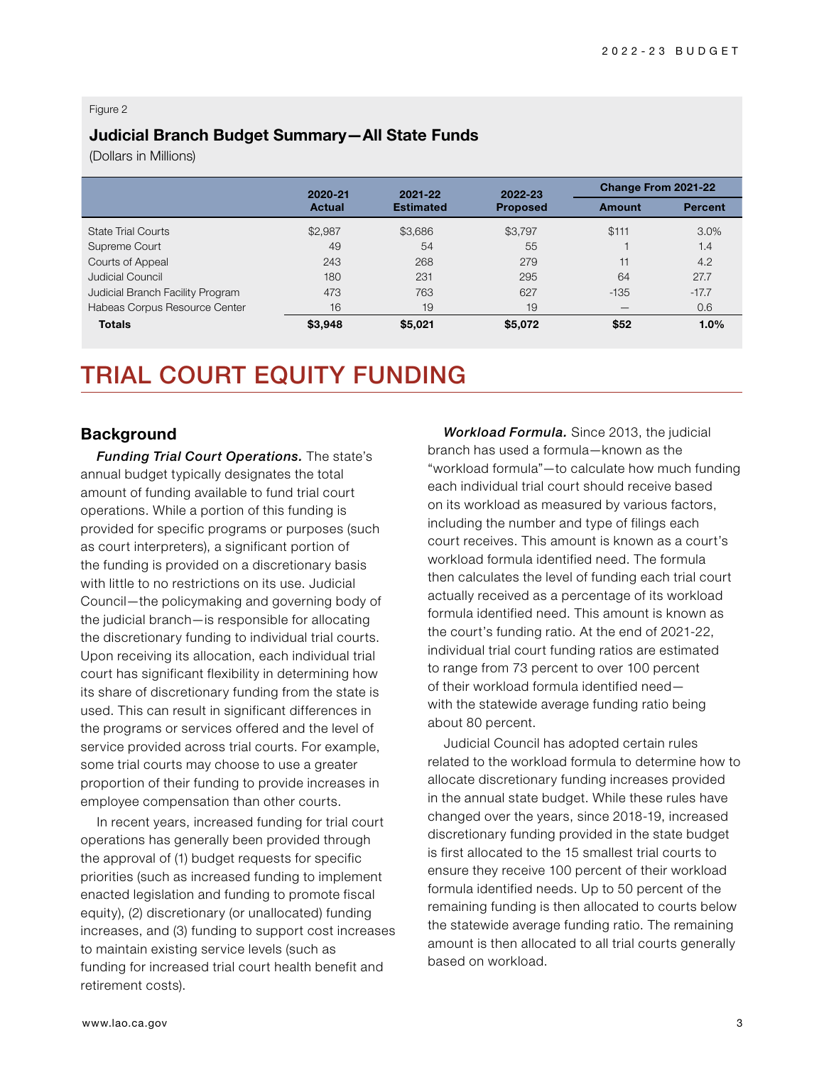Figure 2

**Judicial Branch Budget Summary—All State Funds**

(Dollars in Millions)

| | 2020-21 Actual | 2021-22 Estimated | 2022-23 Proposed | Change From 2021-22 | |
|---|---|---|---|---|---|
| | | | | Amount | Percent |
| State Trial Courts | $2,987 | $3,686 | $3,797 | $111 | 3.0% |
| Supreme Court | 49 | 54 | 55 | 1 | 1.4 |
| Courts of Appeal | 243 | 268 | 279 | 11 | 4.2 |
| Judicial Council | 180 | 231 | 295 | 64 | 27.7 |
| Judicial Branch Facility Program | 473 | 763 | 627 | -135 | -17.7 |
| Habeas Corpus Resource Center | 16 | 19 | 19 | — | 0.6 |
| **Totals** | **$3,948** | **$5,021** | **$5,072** | **$52** | **1.0%** |

# TRIAL COURT EQUITY FUNDING

## Background

***Funding Trial Court Operations.*** The state's annual budget typically designates the total amount of funding available to fund trial court operations. While a portion of this funding is provided for specific programs or purposes (such as court interpreters), a significant portion of the funding is provided on a discretionary basis with little to no restrictions on its use. Judicial Council—the policymaking and governing body of the judicial branch—is responsible for allocating the discretionary funding to individual trial courts. Upon receiving its allocation, each individual trial court has significant flexibility in determining how its share of discretionary funding from the state is used. This can result in significant differences in the programs or services offered and the level of service provided across trial courts. For example, some trial courts may choose to use a greater proportion of their funding to provide increases in employee compensation than other courts.

In recent years, increased funding for trial court operations has generally been provided through the approval of (1) budget requests for specific priorities (such as increased funding to implement enacted legislation and funding to promote fiscal equity), (2) discretionary (or unallocated) funding increases, and (3) funding to support cost increases to maintain existing service levels (such as funding for increased trial court health benefit and retirement costs).

***Workload Formula.*** Since 2013, the judicial branch has used a formula—known as the "workload formula"—to calculate how much funding each individual trial court should receive based on its workload as measured by various factors, including the number and type of filings each court receives. This amount is known as a court's workload formula identified need. The formula then calculates the level of funding each trial court actually received as a percentage of its workload formula identified need. This amount is known as the court's funding ratio. At the end of 2021-22, individual trial court funding ratios are estimated to range from 73 percent to over 100 percent of their workload formula identified need—with the statewide average funding ratio being about 80 percent.

Judicial Council has adopted certain rules related to the workload formula to determine how to allocate discretionary funding increases provided in the annual state budget. While these rules have changed over the years, since 2018-19, increased discretionary funding provided in the state budget is first allocated to the 15 smallest trial courts to ensure they receive 100 percent of their workload formula identified needs. Up to 50 percent of the remaining funding is then allocated to courts below the statewide average funding ratio. The remaining amount is then allocated to all trial courts generally based on workload.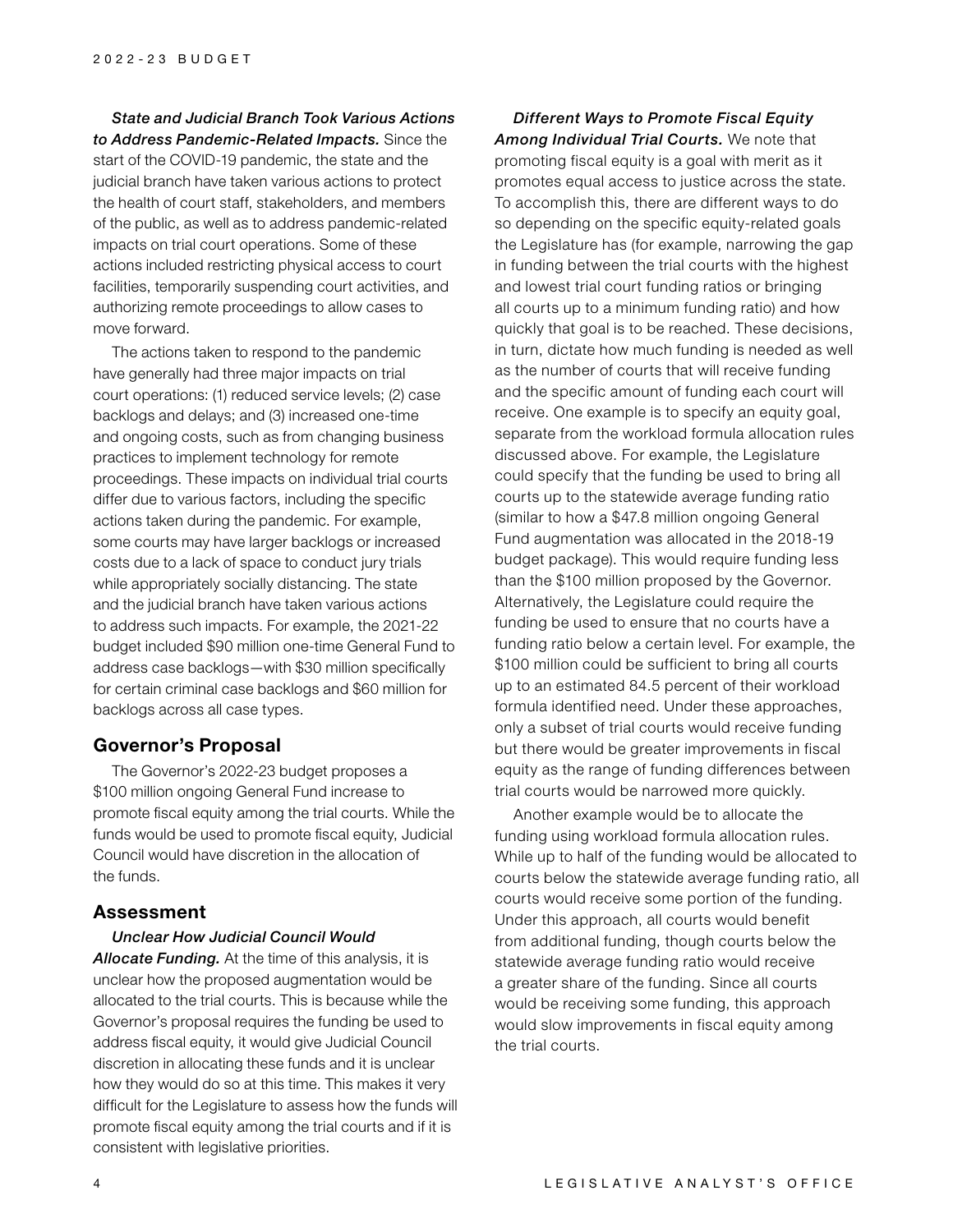***State and Judicial Branch Took Various Actions to Address Pandemic-Related Impacts.*** Since the start of the COVID-19 pandemic, the state and the judicial branch have taken various actions to protect the health of court staff, stakeholders, and members of the public, as well as to address pandemic-related impacts on trial court operations. Some of these actions included restricting physical access to court facilities, temporarily suspending court activities, and authorizing remote proceedings to allow cases to move forward.

The actions taken to respond to the pandemic have generally had three major impacts on trial court operations: (1) reduced service levels; (2) case backlogs and delays; and (3) increased one-time and ongoing costs, such as from changing business practices to implement technology for remote proceedings. These impacts on individual trial courts differ due to various factors, including the specific actions taken during the pandemic. For example, some courts may have larger backlogs or increased costs due to a lack of space to conduct jury trials while appropriately socially distancing. The state and the judicial branch have taken various actions to address such impacts. For example, the 2021-22 budget included $90 million one-time General Fund to address case backlogs—with $30 million specifically for certain criminal case backlogs and $60 million for backlogs across all case types.

## Governor's Proposal

The Governor's 2022-23 budget proposes a $100 million ongoing General Fund increase to promote fiscal equity among the trial courts. While the funds would be used to promote fiscal equity, Judicial Council would have discretion in the allocation of the funds.

## Assessment

***Unclear How Judicial Council Would Allocate Funding.*** At the time of this analysis, it is unclear how the proposed augmentation would be allocated to the trial courts. This is because while the Governor's proposal requires the funding be used to address fiscal equity, it would give Judicial Council discretion in allocating these funds and it is unclear how they would do so at this time. This makes it very difficult for the Legislature to assess how the funds will promote fiscal equity among the trial courts and if it is consistent with legislative priorities.

***Different Ways to Promote Fiscal Equity Among Individual Trial Courts.*** We note that promoting fiscal equity is a goal with merit as it promotes equal access to justice across the state. To accomplish this, there are different ways to do so depending on the specific equity-related goals the Legislature has (for example, narrowing the gap in funding between the trial courts with the highest and lowest trial court funding ratios or bringing all courts up to a minimum funding ratio) and how quickly that goal is to be reached. These decisions, in turn, dictate how much funding is needed as well as the number of courts that will receive funding and the specific amount of funding each court will receive. One example is to specify an equity goal, separate from the workload formula allocation rules discussed above. For example, the Legislature could specify that the funding be used to bring all courts up to the statewide average funding ratio (similar to how a $47.8 million ongoing General Fund augmentation was allocated in the 2018-19 budget package). This would require funding less than the $100 million proposed by the Governor. Alternatively, the Legislature could require the funding be used to ensure that no courts have a funding ratio below a certain level. For example, the $100 million could be sufficient to bring all courts up to an estimated 84.5 percent of their workload formula identified need. Under these approaches, only a subset of trial courts would receive funding but there would be greater improvements in fiscal equity as the range of funding differences between trial courts would be narrowed more quickly.

Another example would be to allocate the funding using workload formula allocation rules. While up to half of the funding would be allocated to courts below the statewide average funding ratio, all courts would receive some portion of the funding. Under this approach, all courts would benefit from additional funding, though courts below the statewide average funding ratio would receive a greater share of the funding. Since all courts would be receiving some funding, this approach would slow improvements in fiscal equity among the trial courts.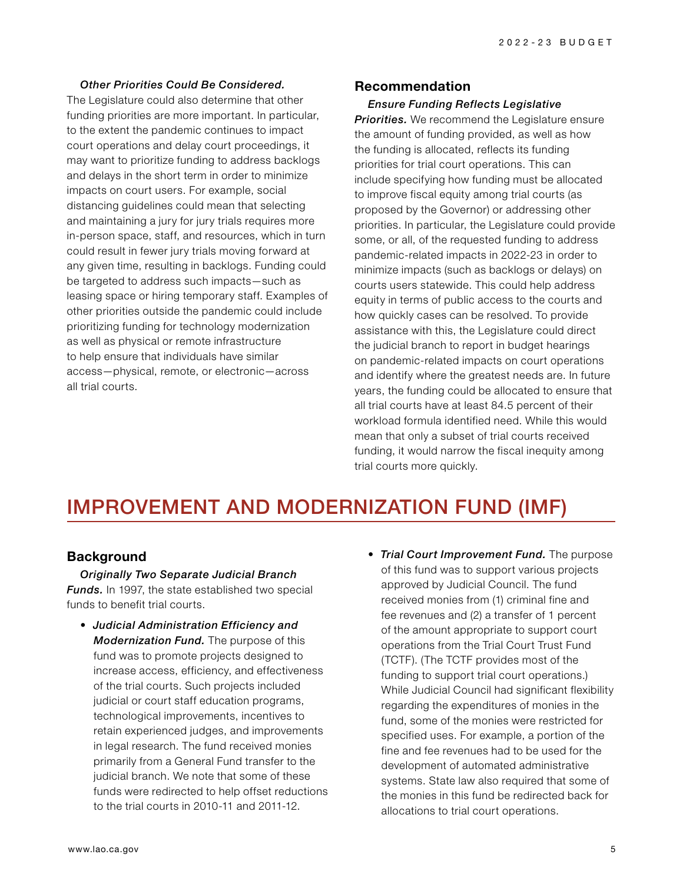***Other Priorities Could Be Considered.*** The Legislature could also determine that other funding priorities are more important. In particular, to the extent the pandemic continues to impact court operations and delay court proceedings, it may want to prioritize funding to address backlogs and delays in the short term in order to minimize impacts on court users. For example, social distancing guidelines could mean that selecting and maintaining a jury for jury trials requires more in-person space, staff, and resources, which in turn could result in fewer jury trials moving forward at any given time, resulting in backlogs. Funding could be targeted to address such impacts—such as leasing space or hiring temporary staff. Examples of other priorities outside the pandemic could include prioritizing funding for technology modernization as well as physical or remote infrastructure to help ensure that individuals have similar access—physical, remote, or electronic—across all trial courts.

### Recommendation

***Ensure Funding Reflects Legislative Priorities.*** We recommend the Legislature ensure the amount of funding provided, as well as how the funding is allocated, reflects its funding priorities for trial court operations. This can include specifying how funding must be allocated to improve fiscal equity among trial courts (as proposed by the Governor) or addressing other priorities. In particular, the Legislature could provide some, or all, of the requested funding to address pandemic-related impacts in 2022-23 in order to minimize impacts (such as backlogs or delays) on courts users statewide. This could help address equity in terms of public access to the courts and how quickly cases can be resolved. To provide assistance with this, the Legislature could direct the judicial branch to report in budget hearings on pandemic-related impacts on court operations and identify where the greatest needs are. In future years, the funding could be allocated to ensure that all trial courts have at least 84.5 percent of their workload formula identified need. While this would mean that only a subset of trial courts received funding, it would narrow the fiscal inequity among trial courts more quickly.

## IMPROVEMENT AND MODERNIZATION FUND (IMF)

### Background

***Originally Two Separate Judicial Branch Funds.*** In 1997, the state established two special funds to benefit trial courts.

- ***Judicial Administration Efficiency and Modernization Fund.*** The purpose of this fund was to promote projects designed to increase access, efficiency, and effectiveness of the trial courts. Such projects included judicial or court staff education programs, technological improvements, incentives to retain experienced judges, and improvements in legal research. The fund received monies primarily from a General Fund transfer to the judicial branch. We note that some of these funds were redirected to help offset reductions to the trial courts in 2010-11 and 2011-12.
- ***Trial Court Improvement Fund.*** The purpose of this fund was to support various projects approved by Judicial Council. The fund received monies from (1) criminal fine and fee revenues and (2) a transfer of 1 percent of the amount appropriate to support court operations from the Trial Court Trust Fund (TCTF). (The TCTF provides most of the funding to support trial court operations.) While Judicial Council had significant flexibility regarding the expenditures of monies in the fund, some of the monies were restricted for specified uses. For example, a portion of the fine and fee revenues had to be used for the development of automated administrative systems. State law also required that some of the monies in this fund be redirected back for allocations to trial court operations.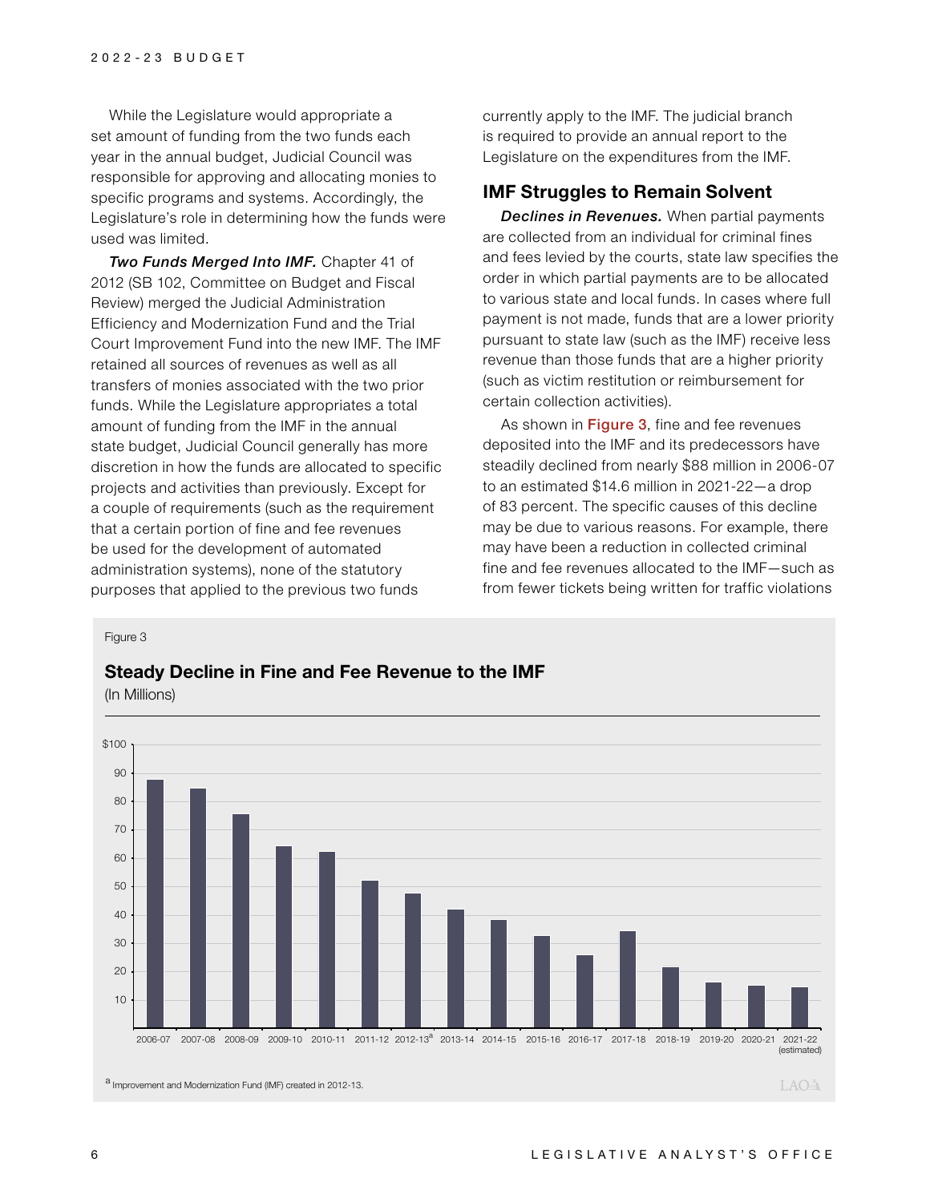While the Legislature would appropriate a set amount of funding from the two funds each year in the annual budget, Judicial Council was responsible for approving and allocating monies to specific programs and systems. Accordingly, the Legislature's role in determining how the funds were used was limited.

***Two Funds Merged Into IMF.*** Chapter 41 of 2012 (SB 102, Committee on Budget and Fiscal Review) merged the Judicial Administration Efficiency and Modernization Fund and the Trial Court Improvement Fund into the new IMF. The IMF retained all sources of revenues as well as all transfers of monies associated with the two prior funds. While the Legislature appropriates a total amount of funding from the IMF in the annual state budget, Judicial Council generally has more discretion in how the funds are allocated to specific projects and activities than previously. Except for a couple of requirements (such as the requirement that a certain portion of fine and fee revenues be used for the development of automated administration systems), none of the statutory purposes that applied to the previous two funds currently apply to the IMF. The judicial branch is required to provide an annual report to the Legislature on the expenditures from the IMF.

## IMF Struggles to Remain Solvent

***Declines in Revenues.*** When partial payments are collected from an individual for criminal fines and fees levied by the courts, state law specifies the order in which partial payments are to be allocated to various state and local funds. In cases where full payment is not made, funds that are a lower priority pursuant to state law (such as the IMF) receive less revenue than those funds that are a higher priority (such as victim restitution or reimbursement for certain collection activities).

As shown in **Figure 3**, fine and fee revenues deposited into the IMF and its predecessors have steadily declined from nearly $88 million in 2006-07 to an estimated $14.6 million in 2021-22—a drop of 83 percent. The specific causes of this decline may be due to various reasons. For example, there may have been a reduction in collected criminal fine and fee revenues allocated to the IMF—such as from fewer tickets being written for traffic violations

Figure 3

**Steady Decline in Fine and Fee Revenue to the IMF**

(In Millions)

[a] Improvement and Modernization Fund (IMF) created in 2012-13.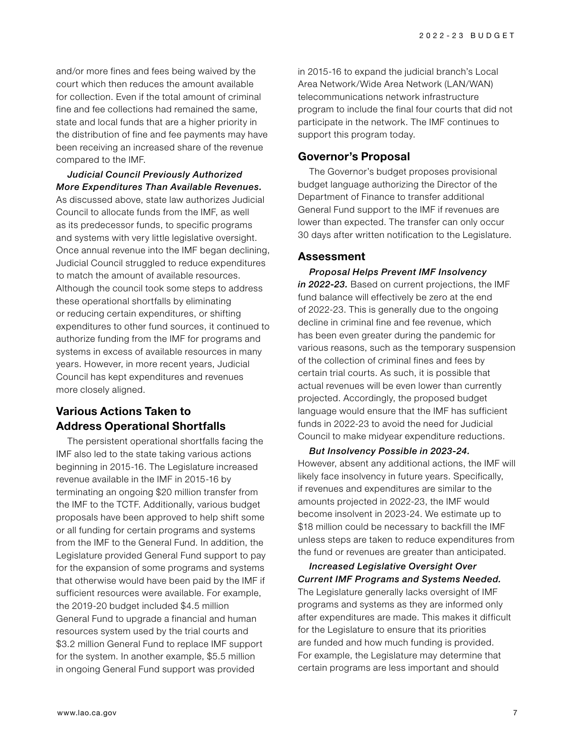and/or more fines and fees being waived by the court which then reduces the amount available for collection. Even if the total amount of criminal fine and fee collections had remained the same, state and local funds that are a higher priority in the distribution of fine and fee payments may have been receiving an increased share of the revenue compared to the IMF.

***Judicial Council Previously Authorized More Expenditures Than Available Revenues.*** As discussed above, state law authorizes Judicial Council to allocate funds from the IMF, as well as its predecessor funds, to specific programs and systems with very little legislative oversight. Once annual revenue into the IMF began declining, Judicial Council struggled to reduce expenditures to match the amount of available resources. Although the council took some steps to address these operational shortfalls by eliminating or reducing certain expenditures, or shifting expenditures to other fund sources, it continued to authorize funding from the IMF for programs and systems in excess of available resources in many years. However, in more recent years, Judicial Council has kept expenditures and revenues more closely aligned.

## Various Actions Taken to Address Operational Shortfalls

The persistent operational shortfalls facing the IMF also led to the state taking various actions beginning in 2015-16. The Legislature increased revenue available in the IMF in 2015-16 by terminating an ongoing $20 million transfer from the IMF to the TCTF. Additionally, various budget proposals have been approved to help shift some or all funding for certain programs and systems from the IMF to the General Fund. In addition, the Legislature provided General Fund support to pay for the expansion of some programs and systems that otherwise would have been paid by the IMF if sufficient resources were available. For example, the 2019-20 budget included $4.5 million General Fund to upgrade a financial and human resources system used by the trial courts and $3.2 million General Fund to replace IMF support for the system. In another example, $5.5 million in ongoing General Fund support was provided in 2015-16 to expand the judicial branch's Local Area Network/Wide Area Network (LAN/WAN) telecommunications network infrastructure program to include the final four courts that did not participate in the network. The IMF continues to support this program today.

## Governor's Proposal

The Governor's budget proposes provisional budget language authorizing the Director of the Department of Finance to transfer additional General Fund support to the IMF if revenues are lower than expected. The transfer can only occur 30 days after written notification to the Legislature.

## Assessment

***Proposal Helps Prevent IMF Insolvency in 2022-23.*** Based on current projections, the IMF fund balance will effectively be zero at the end of 2022-23. This is generally due to the ongoing decline in criminal fine and fee revenue, which has been even greater during the pandemic for various reasons, such as the temporary suspension of the collection of criminal fines and fees by certain trial courts. As such, it is possible that actual revenues will be even lower than currently projected. Accordingly, the proposed budget language would ensure that the IMF has sufficient funds in 2022-23 to avoid the need for Judicial Council to make midyear expenditure reductions.

***But Insolvency Possible in 2023-24.*** However, absent any additional actions, the IMF will likely face insolvency in future years. Specifically, if revenues and expenditures are similar to the amounts projected in 2022-23, the IMF would become insolvent in 2023-24. We estimate up to $18 million could be necessary to backfill the IMF unless steps are taken to reduce expenditures from the fund or revenues are greater than anticipated.

***Increased Legislative Oversight Over Current IMF Programs and Systems Needed.*** The Legislature generally lacks oversight of IMF programs and systems as they are informed only after expenditures are made. This makes it difficult for the Legislature to ensure that its priorities are funded and how much funding is provided. For example, the Legislature may determine that certain programs are less important and should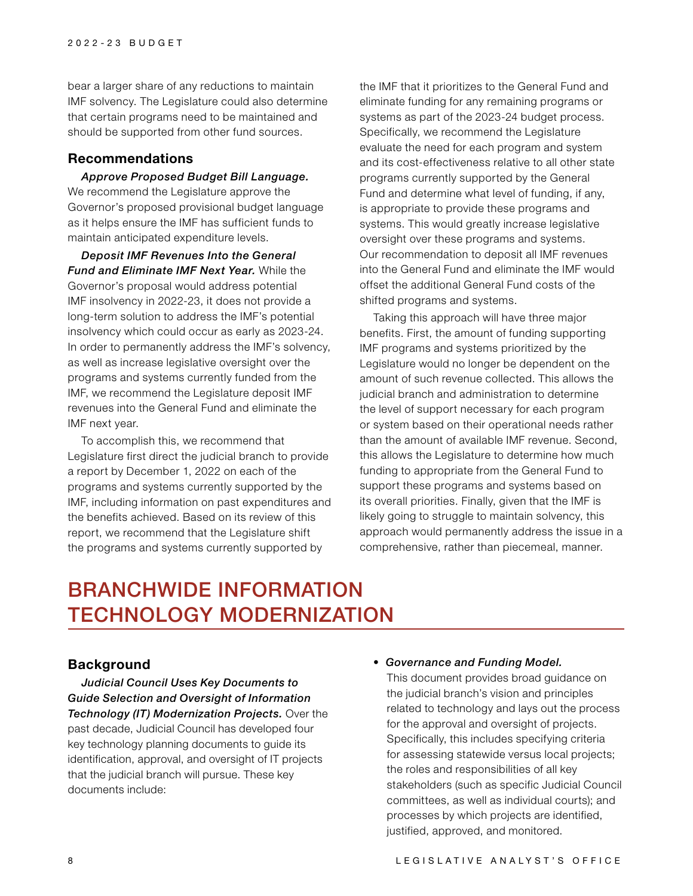bear a larger share of any reductions to maintain IMF solvency. The Legislature could also determine that certain programs need to be maintained and should be supported from other fund sources.

### Recommendations

***Approve Proposed Budget Bill Language.*** We recommend the Legislature approve the Governor's proposed provisional budget language as it helps ensure the IMF has sufficient funds to maintain anticipated expenditure levels.

***Deposit IMF Revenues Into the General Fund and Eliminate IMF Next Year.*** While the Governor's proposal would address potential IMF insolvency in 2022-23, it does not provide a long-term solution to address the IMF's potential insolvency which could occur as early as 2023-24. In order to permanently address the IMF's solvency, as well as increase legislative oversight over the programs and systems currently funded from the IMF, we recommend the Legislature deposit IMF revenues into the General Fund and eliminate the IMF next year.

To accomplish this, we recommend that Legislature first direct the judicial branch to provide a report by December 1, 2022 on each of the programs and systems currently supported by the IMF, including information on past expenditures and the benefits achieved. Based on its review of this report, we recommend that the Legislature shift the programs and systems currently supported by the IMF that it prioritizes to the General Fund and eliminate funding for any remaining programs or systems as part of the 2023-24 budget process. Specifically, we recommend the Legislature evaluate the need for each program and system and its cost-effectiveness relative to all other state programs currently supported by the General Fund and determine what level of funding, if any, is appropriate to provide these programs and systems. This would greatly increase legislative oversight over these programs and systems. Our recommendation to deposit all IMF revenues into the General Fund and eliminate the IMF would offset the additional General Fund costs of the shifted programs and systems.

Taking this approach will have three major benefits. First, the amount of funding supporting IMF programs and systems prioritized by the Legislature would no longer be dependent on the amount of such revenue collected. This allows the judicial branch and administration to determine the level of support necessary for each program or system based on their operational needs rather than the amount of available IMF revenue. Second, this allows the Legislature to determine how much funding to appropriate from the General Fund to support these programs and systems based on its overall priorities. Finally, given that the IMF is likely going to struggle to maintain solvency, this approach would permanently address the issue in a comprehensive, rather than piecemeal, manner.

## BRANCHWIDE INFORMATION TECHNOLOGY MODERNIZATION

### Background

***Judicial Council Uses Key Documents to Guide Selection and Oversight of Information Technology (IT) Modernization Projects.*** Over the past decade, Judicial Council has developed four key technology planning documents to guide its identification, approval, and oversight of IT projects that the judicial branch will pursue. These key documents include:

- ***Governance and Funding Model.*** This document provides broad guidance on the judicial branch's vision and principles related to technology and lays out the process for the approval and oversight of projects. Specifically, this includes specifying criteria for assessing statewide versus local projects; the roles and responsibilities of all key stakeholders (such as specific Judicial Council committees, as well as individual courts); and processes by which projects are identified, justified, approved, and monitored.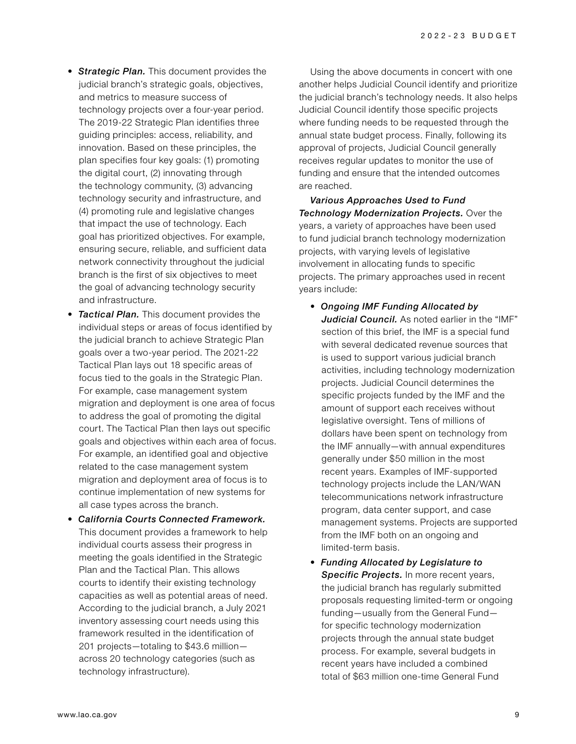- ***Strategic Plan.*** This document provides the judicial branch's strategic goals, objectives, and metrics to measure success of technology projects over a four-year period. The 2019-22 Strategic Plan identifies three guiding principles: access, reliability, and innovation. Based on these principles, the plan specifies four key goals: (1) promoting the digital court, (2) innovating through the technology community, (3) advancing technology security and infrastructure, and (4) promoting rule and legislative changes that impact the use of technology. Each goal has prioritized objectives. For example, ensuring secure, reliable, and sufficient data network connectivity throughout the judicial branch is the first of six objectives to meet the goal of advancing technology security and infrastructure.
- ***Tactical Plan.*** This document provides the individual steps or areas of focus identified by the judicial branch to achieve Strategic Plan goals over a two-year period. The 2021-22 Tactical Plan lays out 18 specific areas of focus tied to the goals in the Strategic Plan. For example, case management system migration and deployment is one area of focus to address the goal of promoting the digital court. The Tactical Plan then lays out specific goals and objectives within each area of focus. For example, an identified goal and objective related to the case management system migration and deployment area of focus is to continue implementation of new systems for all case types across the branch.
- ***California Courts Connected Framework.*** This document provides a framework to help individual courts assess their progress in meeting the goals identified in the Strategic Plan and the Tactical Plan. This allows courts to identify their existing technology capacities as well as potential areas of need. According to the judicial branch, a July 2021 inventory assessing court needs using this framework resulted in the identification of 201 projects—totaling to $43.6 million—across 20 technology categories (such as technology infrastructure).

Using the above documents in concert with one another helps Judicial Council identify and prioritize the judicial branch's technology needs. It also helps Judicial Council identify those specific projects where funding needs to be requested through the annual state budget process. Finally, following its approval of projects, Judicial Council generally receives regular updates to monitor the use of funding and ensure that the intended outcomes are reached.

***Various Approaches Used to Fund Technology Modernization Projects.*** Over the years, a variety of approaches have been used to fund judicial branch technology modernization projects, with varying levels of legislative involvement in allocating funds to specific projects. The primary approaches used in recent years include:

- ***Ongoing IMF Funding Allocated by Judicial Council.*** As noted earlier in the "IMF" section of this brief, the IMF is a special fund with several dedicated revenue sources that is used to support various judicial branch activities, including technology modernization projects. Judicial Council determines the specific projects funded by the IMF and the amount of support each receives without legislative oversight. Tens of millions of dollars have been spent on technology from the IMF annually—with annual expenditures generally under $50 million in the most recent years. Examples of IMF-supported technology projects include the LAN/WAN telecommunications network infrastructure program, data center support, and case management systems. Projects are supported from the IMF both on an ongoing and limited-term basis.
- ***Funding Allocated by Legislature to Specific Projects.*** In more recent years, the judicial branch has regularly submitted proposals requesting limited-term or ongoing funding—usually from the General Fund—for specific technology modernization projects through the annual state budget process. For example, several budgets in recent years have included a combined total of $63 million one-time General Fund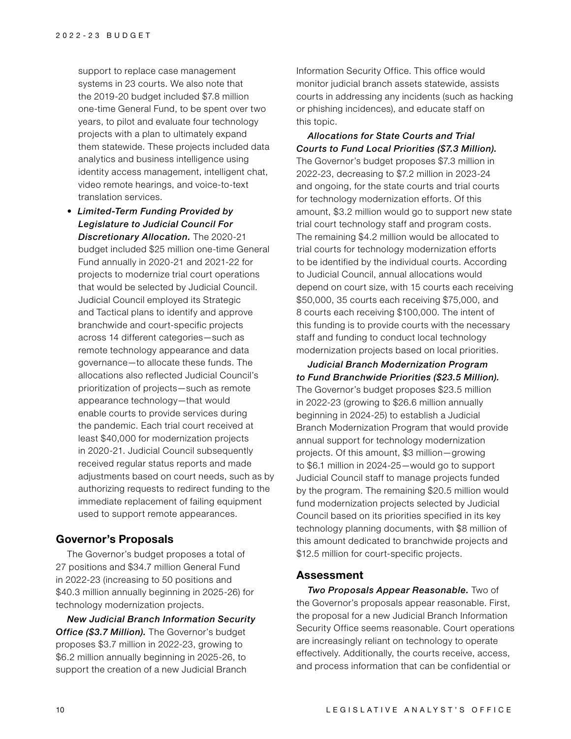support to replace case management systems in 23 courts. We also note that the 2019-20 budget included $7.8 million one-time General Fund, to be spent over two years, to pilot and evaluate four technology projects with a plan to ultimately expand them statewide. These projects included data analytics and business intelligence using identity access management, intelligent chat, video remote hearings, and voice-to-text translation services.

- ***Limited-Term Funding Provided by Legislature to Judicial Council For Discretionary Allocation.*** The 2020-21 budget included $25 million one-time General Fund annually in 2020-21 and 2021-22 for projects to modernize trial court operations that would be selected by Judicial Council. Judicial Council employed its Strategic and Tactical plans to identify and approve branchwide and court-specific projects across 14 different categories—such as remote technology appearance and data governance—to allocate these funds. The allocations also reflected Judicial Council's prioritization of projects—such as remote appearance technology—that would enable courts to provide services during the pandemic. Each trial court received at least $40,000 for modernization projects in 2020-21. Judicial Council subsequently received regular status reports and made adjustments based on court needs, such as by authorizing requests to redirect funding to the immediate replacement of failing equipment used to support remote appearances.

## Governor's Proposals

The Governor's budget proposes a total of 27 positions and $34.7 million General Fund in 2022-23 (increasing to 50 positions and $40.3 million annually beginning in 2025-26) for technology modernization projects.

***New Judicial Branch Information Security Office ($3.7 Million).*** The Governor's budget proposes $3.7 million in 2022-23, growing to $6.2 million annually beginning in 2025-26, to support the creation of a new Judicial Branch Information Security Office. This office would monitor judicial branch assets statewide, assists courts in addressing any incidents (such as hacking or phishing incidences), and educate staff on this topic.

***Allocations for State Courts and Trial Courts to Fund Local Priorities ($7.3 Million).*** The Governor's budget proposes $7.3 million in 2022-23, decreasing to $7.2 million in 2023-24 and ongoing, for the state courts and trial courts for technology modernization efforts. Of this amount, $3.2 million would go to support new state trial court technology staff and program costs. The remaining $4.2 million would be allocated to trial courts for technology modernization efforts to be identified by the individual courts. According to Judicial Council, annual allocations would depend on court size, with 15 courts each receiving $50,000, 35 courts each receiving $75,000, and 8 courts each receiving $100,000. The intent of this funding is to provide courts with the necessary staff and funding to conduct local technology modernization projects based on local priorities.

***Judicial Branch Modernization Program to Fund Branchwide Priorities ($23.5 Million).*** The Governor's budget proposes $23.5 million in 2022-23 (growing to $26.6 million annually beginning in 2024-25) to establish a Judicial Branch Modernization Program that would provide annual support for technology modernization projects. Of this amount, $3 million—growing to $6.1 million in 2024-25—would go to support Judicial Council staff to manage projects funded by the program. The remaining $20.5 million would fund modernization projects selected by Judicial Council based on its priorities specified in its key technology planning documents, with $8 million of this amount dedicated to branchwide projects and $12.5 million for court-specific projects.

## Assessment

***Two Proposals Appear Reasonable.*** Two of the Governor's proposals appear reasonable. First, the proposal for a new Judicial Branch Information Security Office seems reasonable. Court operations are increasingly reliant on technology to operate effectively. Additionally, the courts receive, access, and process information that can be confidential or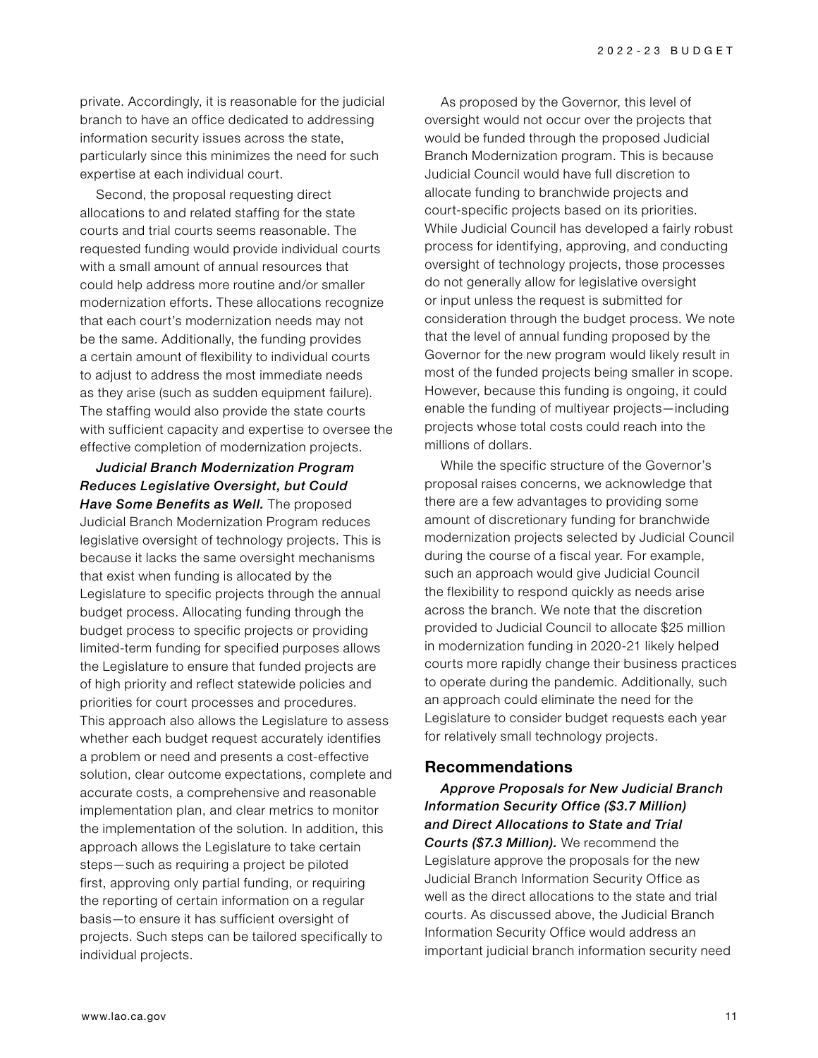private. Accordingly, it is reasonable for the judicial branch to have an office dedicated to addressing information security issues across the state, particularly since this minimizes the need for such expertise at each individual court.

Second, the proposal requesting direct allocations to and related staffing for the state courts and trial courts seems reasonable. The requested funding would provide individual courts with a small amount of annual resources that could help address more routine and/or smaller modernization efforts. These allocations recognize that each court's modernization needs may not be the same. Additionally, the funding provides a certain amount of flexibility to individual courts to adjust to address the most immediate needs as they arise (such as sudden equipment failure). The staffing would also provide the state courts with sufficient capacity and expertise to oversee the effective completion of modernization projects.

***Judicial Branch Modernization Program Reduces Legislative Oversight, but Could Have Some Benefits as Well.*** The proposed Judicial Branch Modernization Program reduces legislative oversight of technology projects. This is because it lacks the same oversight mechanisms that exist when funding is allocated by the Legislature to specific projects through the annual budget process. Allocating funding through the budget process to specific projects or providing limited-term funding for specified purposes allows the Legislature to ensure that funded projects are of high priority and reflect statewide policies and priorities for court processes and procedures. This approach also allows the Legislature to assess whether each budget request accurately identifies a problem or need and presents a cost-effective solution, clear outcome expectations, complete and accurate costs, a comprehensive and reasonable implementation plan, and clear metrics to monitor the implementation of the solution. In addition, this approach allows the Legislature to take certain steps—such as requiring a project be piloted first, approving only partial funding, or requiring the reporting of certain information on a regular basis—to ensure it has sufficient oversight of projects. Such steps can be tailored specifically to individual projects.

As proposed by the Governor, this level of oversight would not occur over the projects that would be funded through the proposed Judicial Branch Modernization program. This is because Judicial Council would have full discretion to allocate funding to branchwide projects and court-specific projects based on its priorities. While Judicial Council has developed a fairly robust process for identifying, approving, and conducting oversight of technology projects, those processes do not generally allow for legislative oversight or input unless the request is submitted for consideration through the budget process. We note that the level of annual funding proposed by the Governor for the new program would likely result in most of the funded projects being smaller in scope. However, because this funding is ongoing, it could enable the funding of multiyear projects—including projects whose total costs could reach into the millions of dollars.

While the specific structure of the Governor's proposal raises concerns, we acknowledge that there are a few advantages to providing some amount of discretionary funding for branchwide modernization projects selected by Judicial Council during the course of a fiscal year. For example, such an approach would give Judicial Council the flexibility to respond quickly as needs arise across the branch. We note that the discretion provided to Judicial Council to allocate $25 million in modernization funding in 2020-21 likely helped courts more rapidly change their business practices to operate during the pandemic. Additionally, such an approach could eliminate the need for the Legislature to consider budget requests each year for relatively small technology projects.

## Recommendations

***Approve Proposals for New Judicial Branch Information Security Office ($3.7 Million) and Direct Allocations to State and Trial Courts ($7.3 Million).*** We recommend the Legislature approve the proposals for the new Judicial Branch Information Security Office as well as the direct allocations to the state and trial courts. As discussed above, the Judicial Branch Information Security Office would address an important judicial branch information security need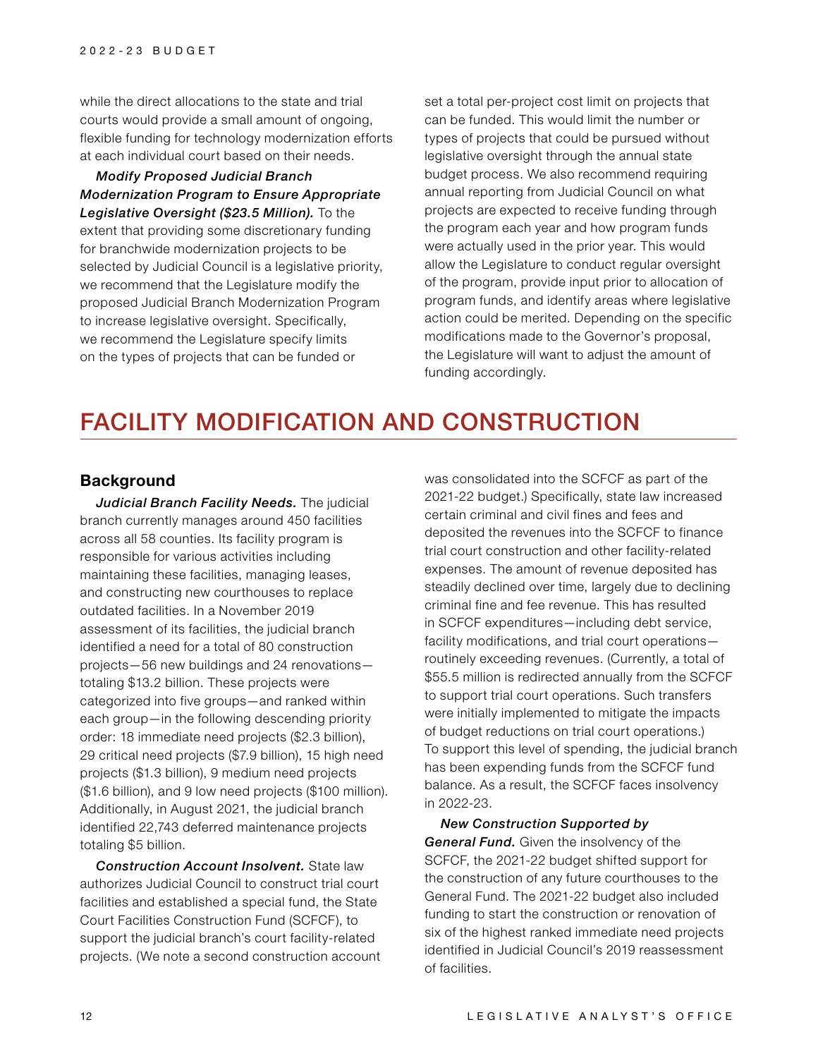while the direct allocations to the state and trial courts would provide a small amount of ongoing, flexible funding for technology modernization efforts at each individual court based on their needs.

***Modify Proposed Judicial Branch Modernization Program to Ensure Appropriate Legislative Oversight ($23.5 Million).*** To the extent that providing some discretionary funding for branchwide modernization projects to be selected by Judicial Council is a legislative priority, we recommend that the Legislature modify the proposed Judicial Branch Modernization Program to increase legislative oversight. Specifically, we recommend the Legislature specify limits on the types of projects that can be funded or set a total per-project cost limit on projects that can be funded. This would limit the number or types of projects that could be pursued without legislative oversight through the annual state budget process. We also recommend requiring annual reporting from Judicial Council on what projects are expected to receive funding through the program each year and how program funds were actually used in the prior year. This would allow the Legislature to conduct regular oversight of the program, provide input prior to allocation of program funds, and identify areas where legislative action could be merited. Depending on the specific modifications made to the Governor's proposal, the Legislature will want to adjust the amount of funding accordingly.

# FACILITY MODIFICATION AND CONSTRUCTION

## Background

***Judicial Branch Facility Needs.*** The judicial branch currently manages around 450 facilities across all 58 counties. Its facility program is responsible for various activities including maintaining these facilities, managing leases, and constructing new courthouses to replace outdated facilities. In a November 2019 assessment of its facilities, the judicial branch identified a need for a total of 80 construction projects—56 new buildings and 24 renovations—totaling $13.2 billion. These projects were categorized into five groups—and ranked within each group—in the following descending priority order: 18 immediate need projects ($2.3 billion), 29 critical need projects ($7.9 billion), 15 high need projects ($1.3 billion), 9 medium need projects ($1.6 billion), and 9 low need projects ($100 million). Additionally, in August 2021, the judicial branch identified 22,743 deferred maintenance projects totaling $5 billion.

***Construction Account Insolvent.*** State law authorizes Judicial Council to construct trial court facilities and established a special fund, the State Court Facilities Construction Fund (SCFCF), to support the judicial branch's court facility-related projects. (We note a second construction account was consolidated into the SCFCF as part of the 2021-22 budget.) Specifically, state law increased certain criminal and civil fines and fees and deposited the revenues into the SCFCF to finance trial court construction and other facility-related expenses. The amount of revenue deposited has steadily declined over time, largely due to declining criminal fine and fee revenue. This has resulted in SCFCF expenditures—including debt service, facility modifications, and trial court operations—routinely exceeding revenues. (Currently, a total of $55.5 million is redirected annually from the SCFCF to support trial court operations. Such transfers were initially implemented to mitigate the impacts of budget reductions on trial court operations.) To support this level of spending, the judicial branch has been expending funds from the SCFCF fund balance. As a result, the SCFCF faces insolvency in 2022-23.

***New Construction Supported by General Fund.*** Given the insolvency of the SCFCF, the 2021-22 budget shifted support for the construction of any future courthouses to the General Fund. The 2021-22 budget also included funding to start the construction or renovation of six of the highest ranked immediate need projects identified in Judicial Council's 2019 reassessment of facilities.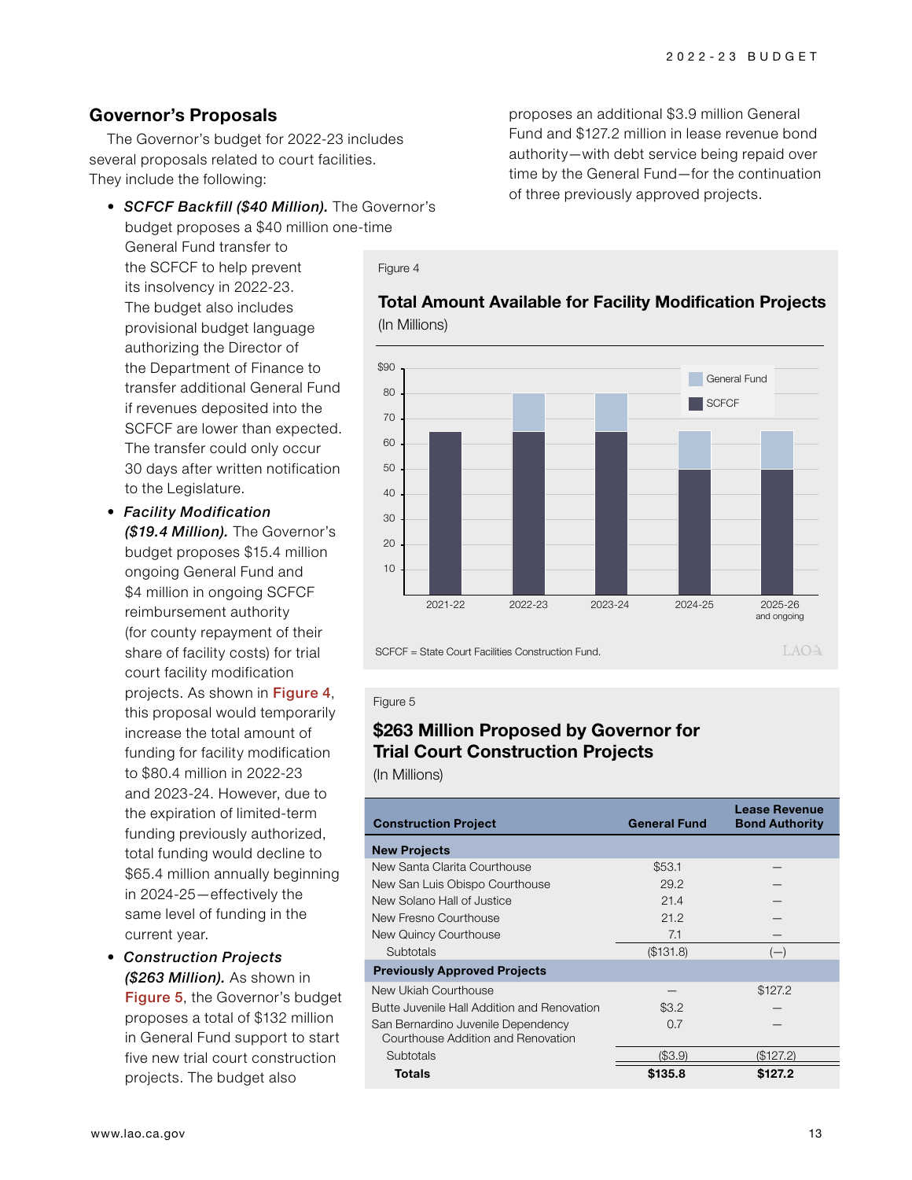## Governor's Proposals

The Governor's budget for 2022-23 includes several proposals related to court facilities. They include the following:

- ***SCFCF Backfill ($40 Million).*** The Governor's budget proposes a $40 million one-time General Fund transfer to the SCFCF to help prevent its insolvency in 2022-23. The budget also includes provisional budget language authorizing the Director of the Department of Finance to transfer additional General Fund if revenues deposited into the SCFCF are lower than expected. The transfer could only occur 30 days after written notification to the Legislature.
- ***Facility Modification ($19.4 Million).*** The Governor's budget proposes $15.4 million ongoing General Fund and $4 million in ongoing SCFCF reimbursement authority (for county repayment of their share of facility costs) for trial court facility modification projects. As shown in Figure 4, this proposal would temporarily increase the total amount of funding for facility modification to $80.4 million in 2022-23 and 2023-24. However, due to the expiration of limited-term funding previously authorized, total funding would decline to $65.4 million annually beginning in 2024-25—effectively the same level of funding in the current year.
- ***Construction Projects ($263 Million).*** As shown in Figure 5, the Governor's budget proposes a total of $132 million in General Fund support to start five new trial court construction projects. The budget also proposes an additional $3.9 million General Fund and $127.2 million in lease revenue bond authority—with debt service being repaid over time by the General Fund—for the continuation of three previously approved projects.

Figure 4

**Total Amount Available for Facility Modification Projects**

(In Millions)

SCFCF = State Court Facilities Construction Fund.

Figure 5

**$263 Million Proposed by Governor for Trial Court Construction Projects**

(In Millions)

| Construction Project | General Fund | Lease Revenue Bond Authority |
|---|---|---|
| **New Projects** | | |
| New Santa Clarita Courthouse | $53.1 | — |
| New San Luis Obispo Courthouse | 29.2 | — |
| New Solano Hall of Justice | 21.4 | — |
| New Fresno Courthouse | 21.2 | — |
| New Quincy Courthouse | 7.1 | — |
| Subtotals | ($131.8) | (—) |
| **Previously Approved Projects** | | |
| New Ukiah Courthouse | — | $127.2 |
| Butte Juvenile Hall Addition and Renovation | $3.2 | — |
| San Bernardino Juvenile Dependency Courthouse Addition and Renovation | 0.7 | — |
| Subtotals | ($3.9) | ($127.2) |
| **Totals** | **$135.8** | **$127.2** |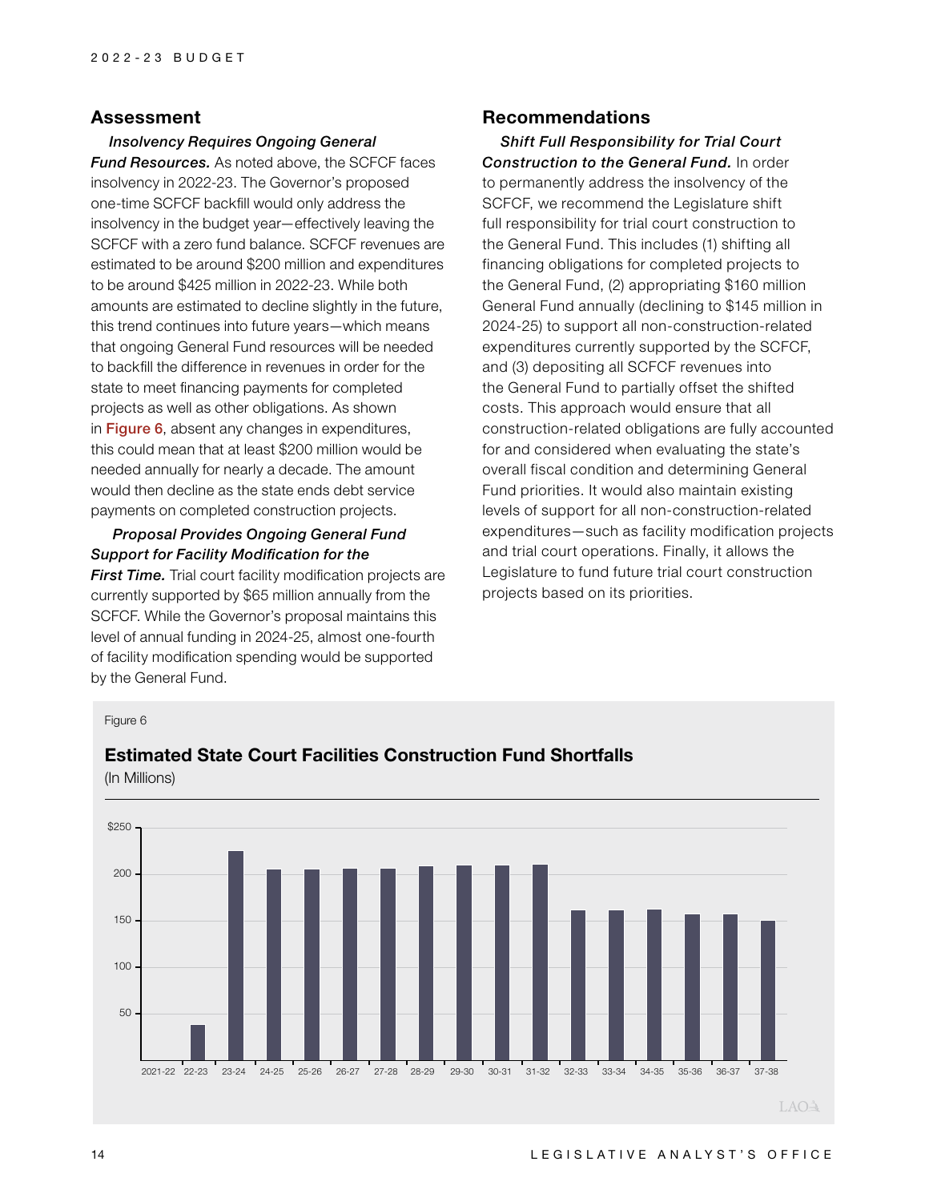## Assessment

***Insolvency Requires Ongoing General Fund Resources.*** As noted above, the SCFCF faces insolvency in 2022-23. The Governor's proposed one-time SCFCF backfill would only address the insolvency in the budget year—effectively leaving the SCFCF with a zero fund balance. SCFCF revenues are estimated to be around $200 million and expenditures to be around $425 million in 2022-23. While both amounts are estimated to decline slightly in the future, this trend continues into future years—which means that ongoing General Fund resources will be needed to backfill the difference in revenues in order for the state to meet financing payments for completed projects as well as other obligations. As shown in Figure 6, absent any changes in expenditures, this could mean that at least $200 million would be needed annually for nearly a decade. The amount would then decline as the state ends debt service payments on completed construction projects.

***Proposal Provides Ongoing General Fund Support for Facility Modification for the First Time.*** Trial court facility modification projects are currently supported by $65 million annually from the SCFCF. While the Governor's proposal maintains this level of annual funding in 2024-25, almost one-fourth of facility modification spending would be supported by the General Fund.

## Recommendations

***Shift Full Responsibility for Trial Court Construction to the General Fund.*** In order to permanently address the insolvency of the SCFCF, we recommend the Legislature shift full responsibility for trial court construction to the General Fund. This includes (1) shifting all financing obligations for completed projects to the General Fund, (2) appropriating $160 million General Fund annually (declining to $145 million in 2024-25) to support all non-construction-related expenditures currently supported by the SCFCF, and (3) depositing all SCFCF revenues into the General Fund to partially offset the shifted costs. This approach would ensure that all construction-related obligations are fully accounted for and considered when evaluating the state's overall fiscal condition and determining General Fund priorities. It would also maintain existing levels of support for all non-construction-related expenditures—such as facility modification projects and trial court operations. Finally, it allows the Legislature to fund future trial court construction projects based on its priorities.

Figure 6

**Estimated State Court Facilities Construction Fund Shortfalls**

(In Millions)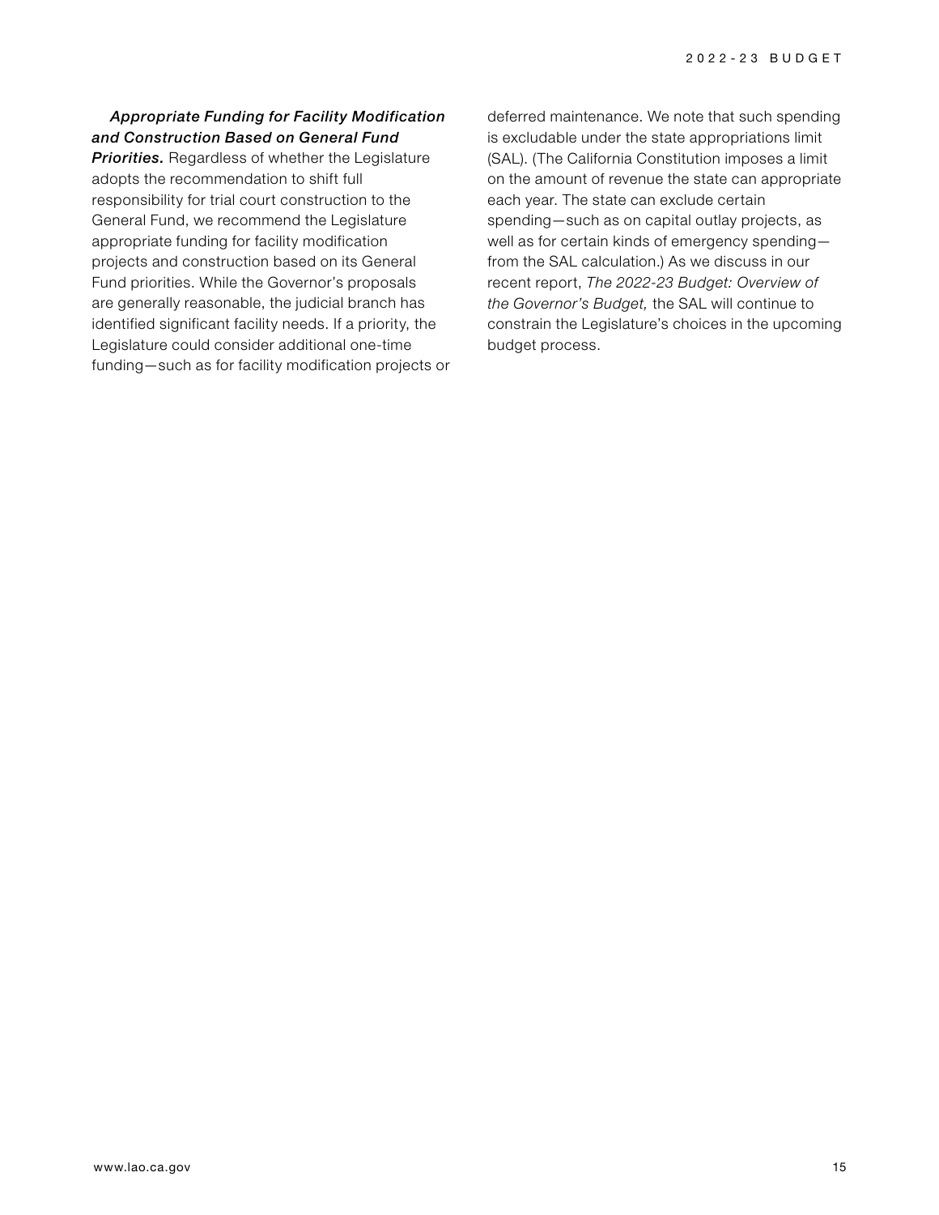***Appropriate Funding for Facility Modification and Construction Based on General Fund Priorities.*** Regardless of whether the Legislature adopts the recommendation to shift full responsibility for trial court construction to the General Fund, we recommend the Legislature appropriate funding for facility modification projects and construction based on its General Fund priorities. While the Governor's proposals are generally reasonable, the judicial branch has identified significant facility needs. If a priority, the Legislature could consider additional one-time funding—such as for facility modification projects or deferred maintenance. We note that such spending is excludable under the state appropriations limit (SAL). (The California Constitution imposes a limit on the amount of revenue the state can appropriate each year. The state can exclude certain spending—such as on capital outlay projects, as well as for certain kinds of emergency spending—from the SAL calculation.) As we discuss in our recent report, *The 2022-23 Budget: Overview of the Governor's Budget,* the SAL will continue to constrain the Legislature's choices in the upcoming budget process.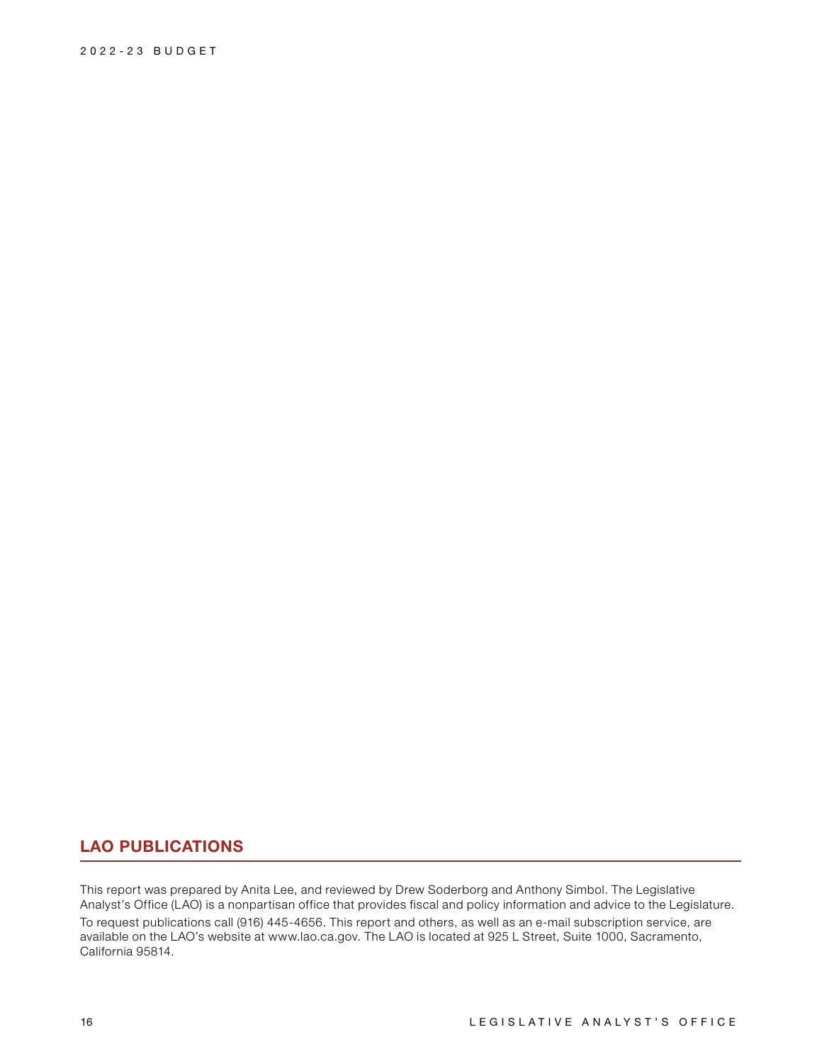## LAO PUBLICATIONS

This report was prepared by Anita Lee, and reviewed by Drew Soderborg and Anthony Simbol. The Legislative Analyst's Office (LAO) is a nonpartisan office that provides fiscal and policy information and advice to the Legislature.

To request publications call (916) 445-4656. This report and others, as well as an e-mail subscription service, are available on the LAO's website at www.lao.ca.gov. The LAO is located at 925 L Street, Suite 1000, Sacramento, California 95814.